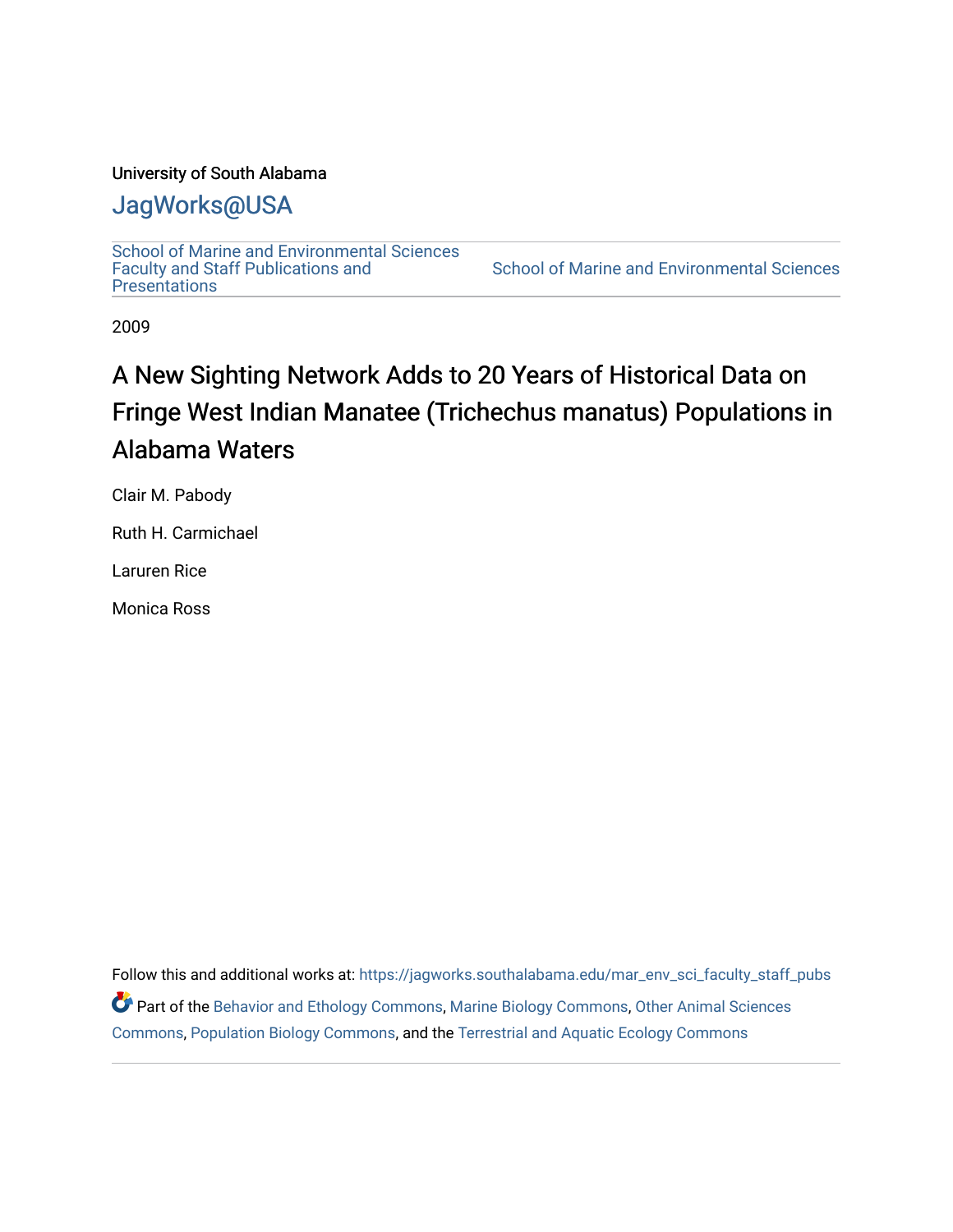University of South Alabama

## JagWorks@USA

School of Marine and Environmental Sciences Faculty and Staff Publications and Presentations

School of Marine and Environmental Sciences

2009

# A New Sighting Network Adds to 20 Years of Historical Data on Fringe West Indian Manatee (Trichechus manatus) Populations in Alabama Waters

Clair M. Pabody

Ruth H. Carmichael

Laruren Rice

Monica Ross

Follow this and additional works at: https://jagworks.southalabama.edu/mar_env_sci_faculty_staff_pubs

Part of the Behavior and Ethology Commons, Marine Biology Commons, Other Animal Sciences Commons, Population Biology Commons, and the Terrestrial and Aquatic Ecology Commons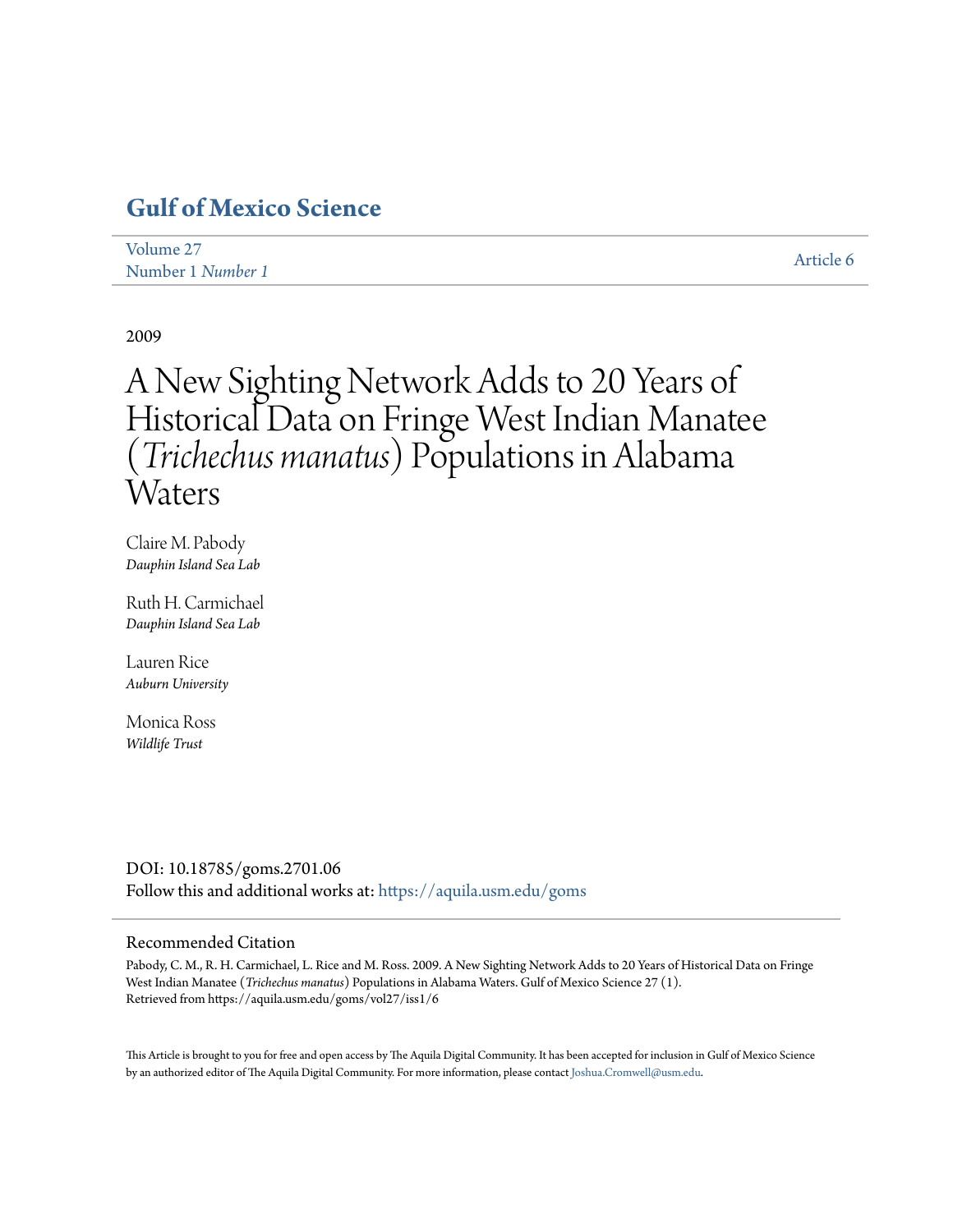# Gulf of Mexico Science

Volume 27
Number 1 *Number 1*

Article 6

2009

# A New Sighting Network Adds to 20 Years of Historical Data on Fringe West Indian Manatee (*Trichechus manatus*) Populations in Alabama Waters

Claire M. Pabody
*Dauphin Island Sea Lab*

Ruth H. Carmichael
*Dauphin Island Sea Lab*

Lauren Rice
*Auburn University*

Monica Ross
*Wildlife Trust*

DOI: 10.18785/goms.2701.06
Follow this and additional works at: https://aquila.usm.edu/goms

## Recommended Citation

Pabody, C. M., R. H. Carmichael, L. Rice and M. Ross. 2009. A New Sighting Network Adds to 20 Years of Historical Data on Fringe West Indian Manatee (*Trichechus manatus*) Populations in Alabama Waters. Gulf of Mexico Science 27 (1).
Retrieved from https://aquila.usm.edu/goms/vol27/iss1/6

This Article is brought to you for free and open access by The Aquila Digital Community. It has been accepted for inclusion in Gulf of Mexico Science by an authorized editor of The Aquila Digital Community. For more information, please contact Joshua.Cromwell@usm.edu.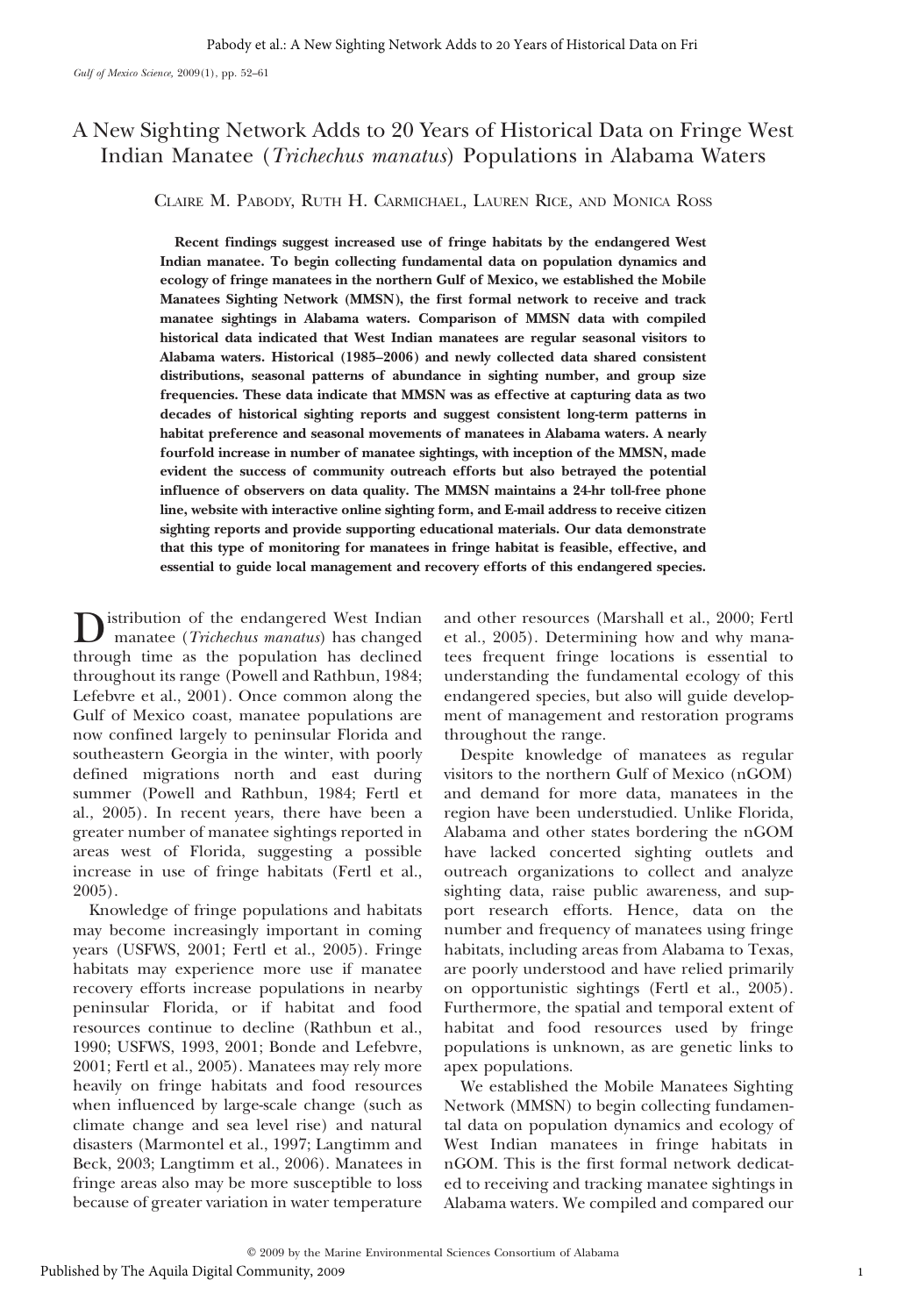# A New Sighting Network Adds to 20 Years of Historical Data on Fringe West Indian Manatee (*Trichechus manatus*) Populations in Alabama Waters

Claire M. Pabody, Ruth H. Carmichael, Lauren Rice, and Monica Ross

**Recent findings suggest increased use of fringe habitats by the endangered West Indian manatee. To begin collecting fundamental data on population dynamics and ecology of fringe manatees in the northern Gulf of Mexico, we established the Mobile Manatees Sighting Network (MMSN), the first formal network to receive and track manatee sightings in Alabama waters. Comparison of MMSN data with compiled historical data indicated that West Indian manatees are regular seasonal visitors to Alabama waters. Historical (1985–2006) and newly collected data shared consistent distributions, seasonal patterns of abundance in sighting number, and group size frequencies. These data indicate that MMSN was as effective at capturing data as two decades of historical sighting reports and suggest consistent long-term patterns in habitat preference and seasonal movements of manatees in Alabama waters. A nearly fourfold increase in number of manatee sightings, with inception of the MMSN, made evident the success of community outreach efforts but also betrayed the potential influence of observers on data quality. The MMSN maintains a 24-hr toll-free phone line, website with interactive online sighting form, and E-mail address to receive citizen sighting reports and provide supporting educational materials. Our data demonstrate that this type of monitoring for manatees in fringe habitat is feasible, effective, and essential to guide local management and recovery efforts of this endangered species.**

Distribution of the endangered West Indian manatee (*Trichechus manatus*) has changed through time as the population has declined throughout its range (Powell and Rathbun, 1984; Lefebvre et al., 2001). Once common along the Gulf of Mexico coast, manatee populations are now confined largely to peninsular Florida and southeastern Georgia in the winter, with poorly defined migrations north and east during summer (Powell and Rathbun, 1984; Fertl et al., 2005). In recent years, there have been a greater number of manatee sightings reported in areas west of Florida, suggesting a possible increase in use of fringe habitats (Fertl et al., 2005).

Knowledge of fringe populations and habitats may become increasingly important in coming years (USFWS, 2001; Fertl et al., 2005). Fringe habitats may experience more use if manatee recovery efforts increase populations in nearby peninsular Florida, or if habitat and food resources continue to decline (Rathbun et al., 1990; USFWS, 1993, 2001; Bonde and Lefebvre, 2001; Fertl et al., 2005). Manatees may rely more heavily on fringe habitats and food resources when influenced by large-scale change (such as climate change and sea level rise) and natural disasters (Marmontel et al., 1997; Langtimm and Beck, 2003; Langtimm et al., 2006). Manatees in fringe areas also may be more susceptible to loss because of greater variation in water temperature and other resources (Marshall et al., 2000; Fertl et al., 2005). Determining how and why manatees frequent fringe locations is essential to understanding the fundamental ecology of this endangered species, but also will guide development of management and restoration programs throughout the range.

Despite knowledge of manatees as regular visitors to the northern Gulf of Mexico (nGOM) and demand for more data, manatees in the region have been understudied. Unlike Florida, Alabama and other states bordering the nGOM have lacked concerted sighting outlets and outreach organizations to collect and analyze sighting data, raise public awareness, and support research efforts. Hence, data on the number and frequency of manatees using fringe habitats, including areas from Alabama to Texas, are poorly understood and have relied primarily on opportunistic sightings (Fertl et al., 2005). Furthermore, the spatial and temporal extent of habitat and food resources used by fringe populations is unknown, as are genetic links to apex populations.

We established the Mobile Manatees Sighting Network (MMSN) to begin collecting fundamental data on population dynamics and ecology of West Indian manatees in fringe habitats in nGOM. This is the first formal network dedicated to receiving and tracking manatee sightings in Alabama waters. We compiled and compared our

© 2009 by the Marine Environmental Sciences Consortium of Alabama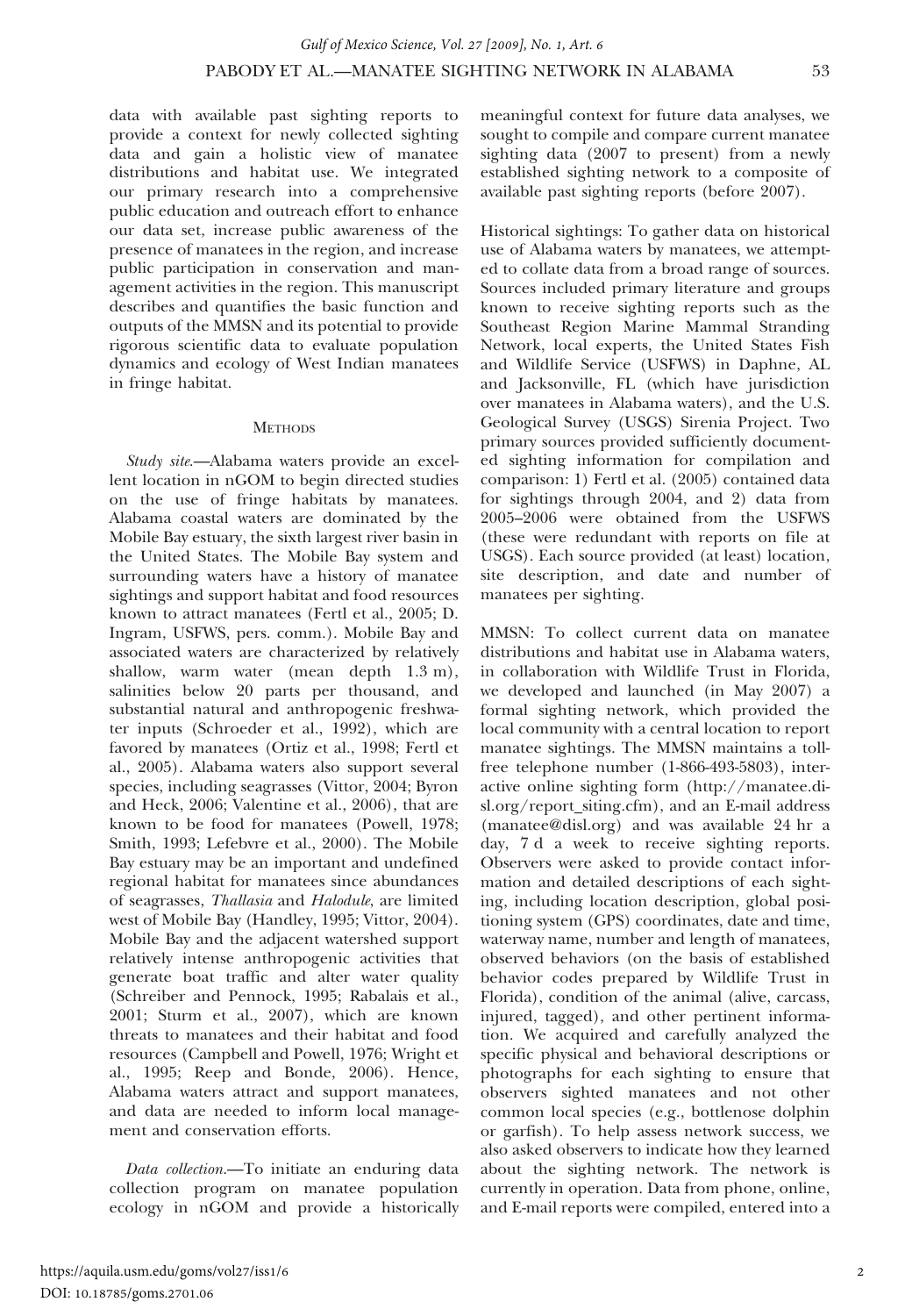data with available past sighting reports to provide a context for newly collected sighting data and gain a holistic view of manatee distributions and habitat use. We integrated our primary research into a comprehensive public education and outreach effort to enhance our data set, increase public awareness of the presence of manatees in the region, and increase public participation in conservation and management activities in the region. This manuscript describes and quantifies the basic function and outputs of the MMSN and its potential to provide rigorous scientific data to evaluate population dynamics and ecology of West Indian manatees in fringe habitat.

## Methods

*Study site.*—Alabama waters provide an excellent location in nGOM to begin directed studies on the use of fringe habitats by manatees. Alabama coastal waters are dominated by the Mobile Bay estuary, the sixth largest river basin in the United States. The Mobile Bay system and surrounding waters have a history of manatee sightings and support habitat and food resources known to attract manatees (Fertl et al., 2005; D. Ingram, USFWS, pers. comm.). Mobile Bay and associated waters are characterized by relatively shallow, warm water (mean depth 1.3 m), salinities below 20 parts per thousand, and substantial natural and anthropogenic freshwater inputs (Schroeder et al., 1992), which are favored by manatees (Ortiz et al., 1998; Fertl et al., 2005). Alabama waters also support several species, including seagrasses (Vittor, 2004; Byron and Heck, 2006; Valentine et al., 2006), that are known to be food for manatees (Powell, 1978; Smith, 1993; Lefebvre et al., 2000). The Mobile Bay estuary may be an important and undefined regional habitat for manatees since abundances of seagrasses, *Thallasia* and *Halodule*, are limited west of Mobile Bay (Handley, 1995; Vittor, 2004). Mobile Bay and the adjacent watershed support relatively intense anthropogenic activities that generate boat traffic and alter water quality (Schreiber and Pennock, 1995; Rabalais et al., 2001; Sturm et al., 2007), which are known threats to manatees and their habitat and food resources (Campbell and Powell, 1976; Wright et al., 1995; Reep and Bonde, 2006). Hence, Alabama waters attract and support manatees, and data are needed to inform local management and conservation efforts.

*Data collection.*—To initiate an enduring data collection program on manatee population ecology in nGOM and provide a historically meaningful context for future data analyses, we sought to compile and compare current manatee sighting data (2007 to present) from a newly established sighting network to a composite of available past sighting reports (before 2007).

Historical sightings: To gather data on historical use of Alabama waters by manatees, we attempted to collate data from a broad range of sources. Sources included primary literature and groups known to receive sighting reports such as the Southeast Region Marine Mammal Stranding Network, local experts, the United States Fish and Wildlife Service (USFWS) in Daphne, AL and Jacksonville, FL (which have jurisdiction over manatees in Alabama waters), and the U.S. Geological Survey (USGS) Sirenia Project. Two primary sources provided sufficiently documented sighting information for compilation and comparison: 1) Fertl et al. (2005) contained data for sightings through 2004, and 2) data from 2005–2006 were obtained from the USFWS (these were redundant with reports on file at USGS). Each source provided (at least) location, site description, and date and number of manatees per sighting.

MMSN: To collect current data on manatee distributions and habitat use in Alabama waters, in collaboration with Wildlife Trust in Florida, we developed and launched (in May 2007) a formal sighting network, which provided the local community with a central location to report manatee sightings. The MMSN maintains a toll-free telephone number (1-866-493-5803), interactive online sighting form (http://manatee.disl.org/report_siting.cfm), and an E-mail address (manatee@disl.org) and was available 24 hr a day, 7 d a week to receive sighting reports. Observers were asked to provide contact information and detailed descriptions of each sighting, including location description, global positioning system (GPS) coordinates, date and time, waterway name, number and length of manatees, observed behaviors (on the basis of established behavior codes prepared by Wildlife Trust in Florida), condition of the animal (alive, carcass, injured, tagged), and other pertinent information. We acquired and carefully analyzed the specific physical and behavioral descriptions or photographs for each sighting to ensure that observers sighted manatees and not other common local species (e.g., bottlenose dolphin or garfish). To help assess network success, we also asked observers to indicate how they learned about the sighting network. The network is currently in operation. Data from phone, online, and E-mail reports were compiled, entered into a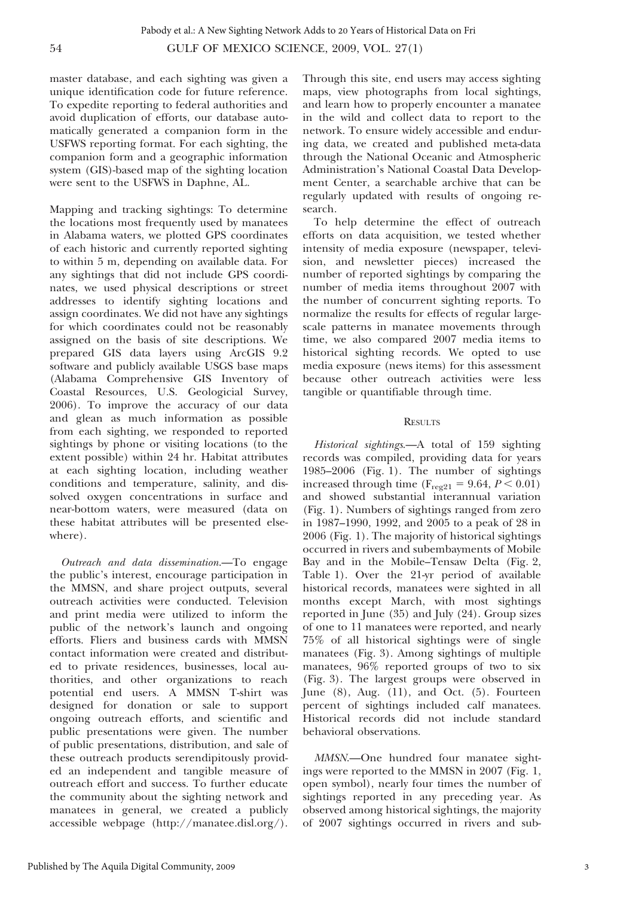master database, and each sighting was given a unique identification code for future reference. To expedite reporting to federal authorities and avoid duplication of efforts, our database automatically generated a companion form in the USFWS reporting format. For each sighting, the companion form and a geographic information system (GIS)-based map of the sighting location were sent to the USFWS in Daphne, AL.

Mapping and tracking sightings: To determine the locations most frequently used by manatees in Alabama waters, we plotted GPS coordinates of each historic and currently reported sighting to within 5 m, depending on available data. For any sightings that did not include GPS coordinates, we used physical descriptions or street addresses to identify sighting locations and assign coordinates. We did not have any sightings for which coordinates could not be reasonably assigned on the basis of site descriptions. We prepared GIS data layers using ArcGIS 9.2 software and publicly available USGS base maps (Alabama Comprehensive GIS Inventory of Coastal Resources, U.S. Geologicial Survey, 2006). To improve the accuracy of our data and glean as much information as possible from each sighting, we responded to reported sightings by phone or visiting locations (to the extent possible) within 24 hr. Habitat attributes at each sighting location, including weather conditions and temperature, salinity, and dissolved oxygen concentrations in surface and near-bottom waters, were measured (data on these habitat attributes will be presented elsewhere).

*Outreach and data dissemination.*—To engage the public's interest, encourage participation in the MMSN, and share project outputs, several outreach activities were conducted. Television and print media were utilized to inform the public of the network's launch and ongoing efforts. Fliers and business cards with MMSN contact information were created and distributed to private residences, businesses, local authorities, and other organizations to reach potential end users. A MMSN T-shirt was designed for donation or sale to support ongoing outreach efforts, and scientific and public presentations were given. The number of public presentations, distribution, and sale of these outreach products serendipitously provided an independent and tangible measure of outreach effort and success. To further educate the community about the sighting network and manatees in general, we created a publicly accessible webpage (http://manatee.disl.org/). Through this site, end users may access sighting maps, view photographs from local sightings, and learn how to properly encounter a manatee in the wild and collect data to report to the network. To ensure widely accessible and enduring data, we created and published meta-data through the National Oceanic and Atmospheric Administration's National Coastal Data Development Center, a searchable archive that can be regularly updated with results of ongoing research.

To help determine the effect of outreach efforts on data acquisition, we tested whether intensity of media exposure (newspaper, television, and newsletter pieces) increased the number of reported sightings by comparing the number of media items throughout 2007 with the number of concurrent sighting reports. To normalize the results for effects of regular large-scale patterns in manatee movements through time, we also compared 2007 media items to historical sighting records. We opted to use media exposure (news items) for this assessment because other outreach activities were less tangible or quantifiable through time.

## Results

*Historical sightings.*—A total of 159 sighting records was compiled, providing data for years 1985–2006 (Fig. 1). The number of sightings increased through time ($F_{reg21} = 9.64$, $P < 0.01$) and showed substantial interannual variation (Fig. 1). Numbers of sightings ranged from zero in 1987–1990, 1992, and 2005 to a peak of 28 in 2006 (Fig. 1). The majority of historical sightings occurred in rivers and subembayments of Mobile Bay and in the Mobile–Tensaw Delta (Fig. 2, Table 1). Over the 21-yr period of available historical records, manatees were sighted in all months except March, with most sightings reported in June (35) and July (24). Group sizes of one to 11 manatees were reported, and nearly 75% of all historical sightings were of single manatees (Fig. 3). Among sightings of multiple manatees, 96% reported groups of two to six (Fig. 3). The largest groups were observed in June (8), Aug. (11), and Oct. (5). Fourteen percent of sightings included calf manatees. Historical records did not include standard behavioral observations.

*MMSN.*—One hundred four manatee sightings were reported to the MMSN in 2007 (Fig. 1, open symbol), nearly four times the number of sightings reported in any preceding year. As observed among historical sightings, the majority of 2007 sightings occurred in rivers and sub-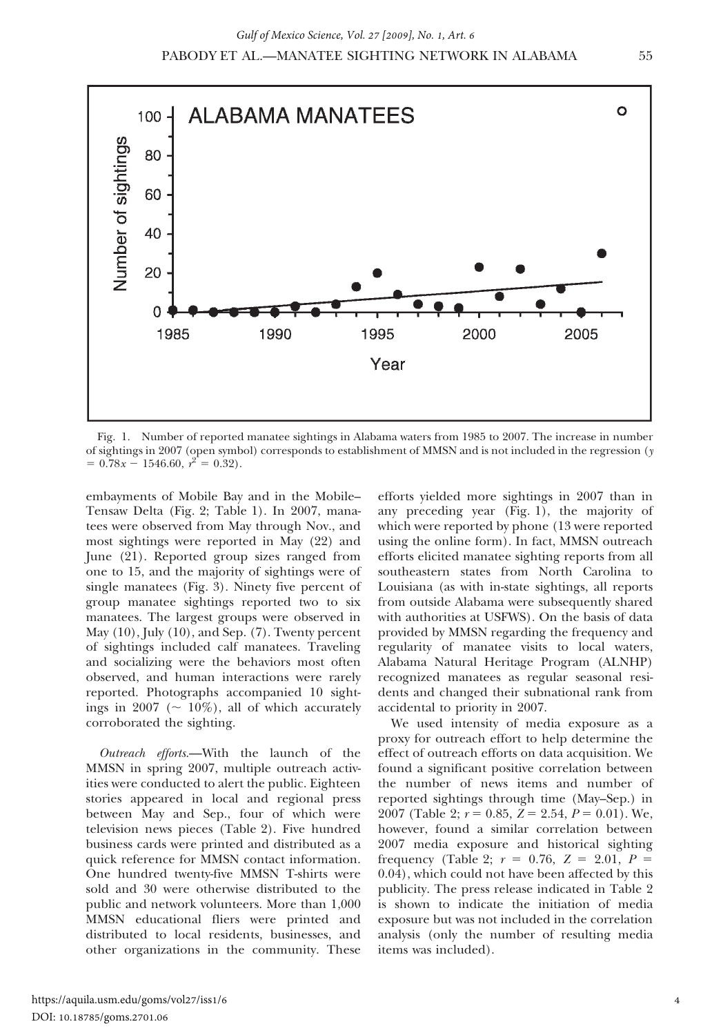Fig. 1. Number of reported manatee sightings in Alabama waters from 1985 to 2007. The increase in number of sightings in 2007 (open symbol) corresponds to establishment of MMSN and is not included in the regression ($y = 0.78x - 1546.60$, $r^2 = 0.32$).

embayments of Mobile Bay and in the Mobile–Tensaw Delta (Fig. 2; Table 1). In 2007, manatees were observed from May through Nov., and most sightings were reported in May (22) and June (21). Reported group sizes ranged from one to 15, and the majority of sightings were of single manatees (Fig. 3). Ninety five percent of group manatee sightings reported two to six manatees. The largest groups were observed in May (10), July (10), and Sep. (7). Twenty percent of sightings included calf manatees. Traveling and socializing were the behaviors most often observed, and human interactions were rarely reported. Photographs accompanied 10 sightings in 2007 (~ 10%), all of which accurately corroborated the sighting.

*Outreach efforts.*—With the launch of the MMSN in spring 2007, multiple outreach activities were conducted to alert the public. Eighteen stories appeared in local and regional press between May and Sep., four of which were television news pieces (Table 2). Five hundred business cards were printed and distributed as a quick reference for MMSN contact information. One hundred twenty-five MMSN T-shirts were sold and 30 were otherwise distributed to the public and network volunteers. More than 1,000 MMSN educational fliers were printed and distributed to local residents, businesses, and other organizations in the community. These efforts yielded more sightings in 2007 than in any preceding year (Fig. 1), the majority of which were reported by phone (13 were reported using the online form). In fact, MMSN outreach efforts elicited manatee sighting reports from all southeastern states from North Carolina to Louisiana (as with in-state sightings, all reports from outside Alabama were subsequently shared with authorities at USFWS). On the basis of data provided by MMSN regarding the frequency and regularity of manatee visits to local waters, Alabama Natural Heritage Program (ALNHP) recognized manatees as regular seasonal residents and changed their subnational rank from accidental to priority in 2007.

We used intensity of media exposure as a proxy for outreach effort to help determine the effect of outreach efforts on data acquisition. We found a significant positive correlation between the number of news items and number of reported sightings through time (May–Sep.) in 2007 (Table 2; $r = 0.85$, $Z = 2.54$, $P = 0.01$). We, however, found a similar correlation between 2007 media exposure and historical sighting frequency (Table 2; $r = 0.76$, $Z = 2.01$, $P = 0.04$), which could not have been affected by this publicity. The press release indicated in Table 2 is shown to indicate the initiation of media exposure but was not included in the correlation analysis (only the number of resulting media items was included).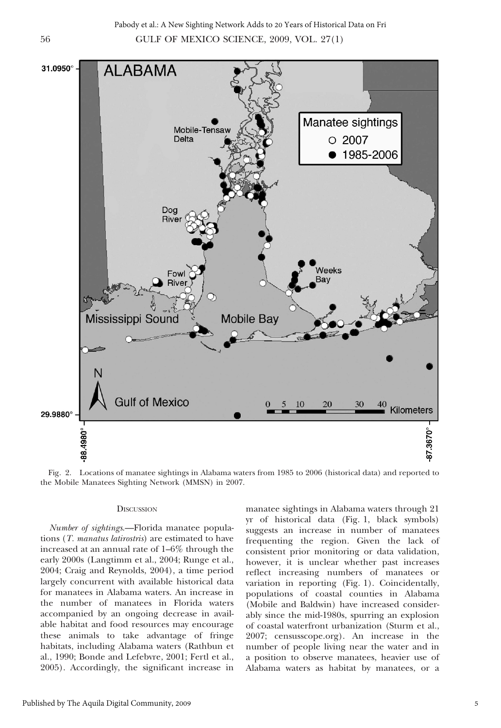Fig. 2. Locations of manatee sightings in Alabama waters from 1985 to 2006 (historical data) and reported to the Mobile Manatees Sighting Network (MMSN) in 2007.

## Discussion

*Number of sightings.*—Florida manatee populations (*T. manatus latirostris*) are estimated to have increased at an annual rate of 1–6% through the early 2000s (Langtimm et al., 2004; Runge et al., 2004; Craig and Reynolds, 2004), a time period largely concurrent with available historical data for manatees in Alabama waters. An increase in the number of manatees in Florida waters accompanied by an ongoing decrease in available habitat and food resources may encourage these animals to take advantage of fringe habitats, including Alabama waters (Rathbun et al., 1990; Bonde and Lefebvre, 2001; Fertl et al., 2005). Accordingly, the significant increase in manatee sightings in Alabama waters through 21 yr of historical data (Fig. 1, black symbols) suggests an increase in number of manatees frequenting the region. Given the lack of consistent prior monitoring or data validation, however, it is unclear whether past increases reflect increasing numbers of manatees or variation in reporting (Fig. 1). Coincidentally, populations of coastal counties in Alabama (Mobile and Baldwin) have increased considerably since the mid-1980s, spurring an explosion of coastal waterfront urbanization (Sturm et al., 2007; censusscope.org). An increase in the number of people living near the water and in a position to observe manatees, heavier use of Alabama waters as habitat by manatees, or a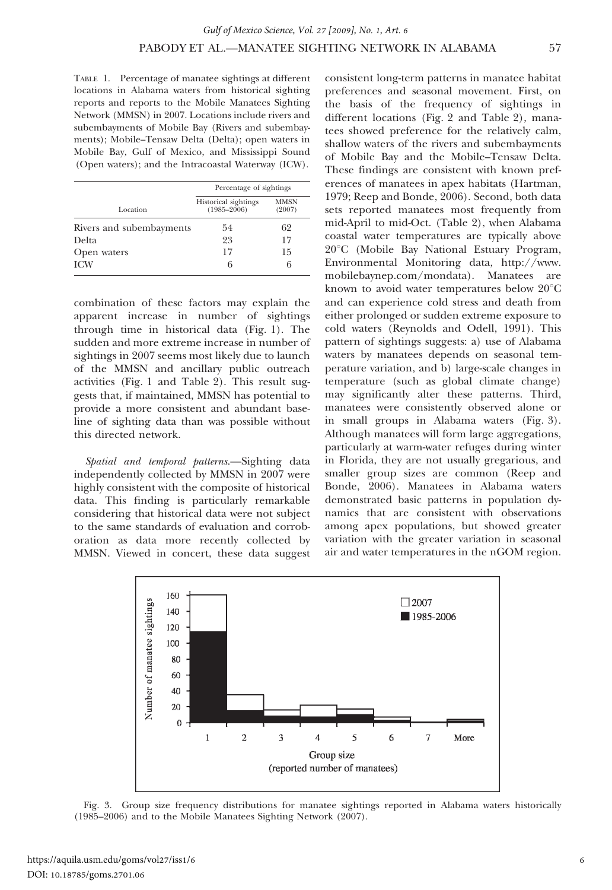Table 1. Percentage of manatee sightings at different locations in Alabama waters from historical sighting reports and reports to the Mobile Manatees Sighting Network (MMSN) in 2007. Locations include rivers and subembayments of Mobile Bay (Rivers and subembayments); Mobile–Tensaw Delta (Delta); open waters in Mobile Bay, Gulf of Mexico, and Mississippi Sound (Open waters); and the Intracoastal Waterway (ICW).

| Location | Percentage of sightings | |
|---|---|---|
| | Historical sightings (1985–2006) | MMSN (2007) |
| Rivers and subembayments | 54 | 62 |
| Delta | 23 | 17 |
| Open waters | 17 | 15 |
| ICW | 6 | 6 |

combination of these factors may explain the apparent increase in number of sightings through time in historical data (Fig. 1). The sudden and more extreme increase in number of sightings in 2007 seems most likely due to launch of the MMSN and ancillary public outreach activities (Fig. 1 and Table 2). This result suggests that, if maintained, MMSN has potential to provide a more consistent and abundant baseline of sighting data than was possible without this directed network.

*Spatial and temporal patterns.*—Sighting data independently collected by MMSN in 2007 were highly consistent with the composite of historical data. This finding is particularly remarkable considering that historical data were not subject to the same standards of evaluation and corroboration as data more recently collected by MMSN. Viewed in concert, these data suggest consistent long-term patterns in manatee habitat preferences and seasonal movement. First, on the basis of the frequency of sightings in different locations (Fig. 2 and Table 2), manatees showed preference for the relatively calm, shallow waters of the rivers and subembayments of Mobile Bay and the Mobile–Tensaw Delta. These findings are consistent with known preferences of manatees in apex habitats (Hartman, 1979; Reep and Bonde, 2006). Second, both data sets reported manatees most frequently from mid-April to mid-Oct. (Table 2), when Alabama coastal water temperatures are typically above 20°C (Mobile Bay National Estuary Program, Environmental Monitoring data, http://www.mobilebaynep.com/mondata). Manatees are known to avoid water temperatures below 20°C and can experience cold stress and death from either prolonged or sudden extreme exposure to cold waters (Reynolds and Odell, 1991). This pattern of sightings suggests: a) use of Alabama waters by manatees depends on seasonal temperature variation, and b) large-scale changes in temperature (such as global climate change) may significantly alter these patterns. Third, manatees were consistently observed alone or in small groups in Alabama waters (Fig. 3). Although manatees will form large aggregations, particularly at warm-water refuges during winter in Florida, they are not usually gregarious, and smaller group sizes are common (Reep and Bonde, 2006). Manatees in Alabama waters demonstrated basic patterns in population dynamics that are consistent with observations among apex populations, but showed greater variation with the greater variation in seasonal air and water temperatures in the nGOM region.

Fig. 3. Group size frequency distributions for manatee sightings reported in Alabama waters historically (1985–2006) and to the Mobile Manatees Sighting Network (2007).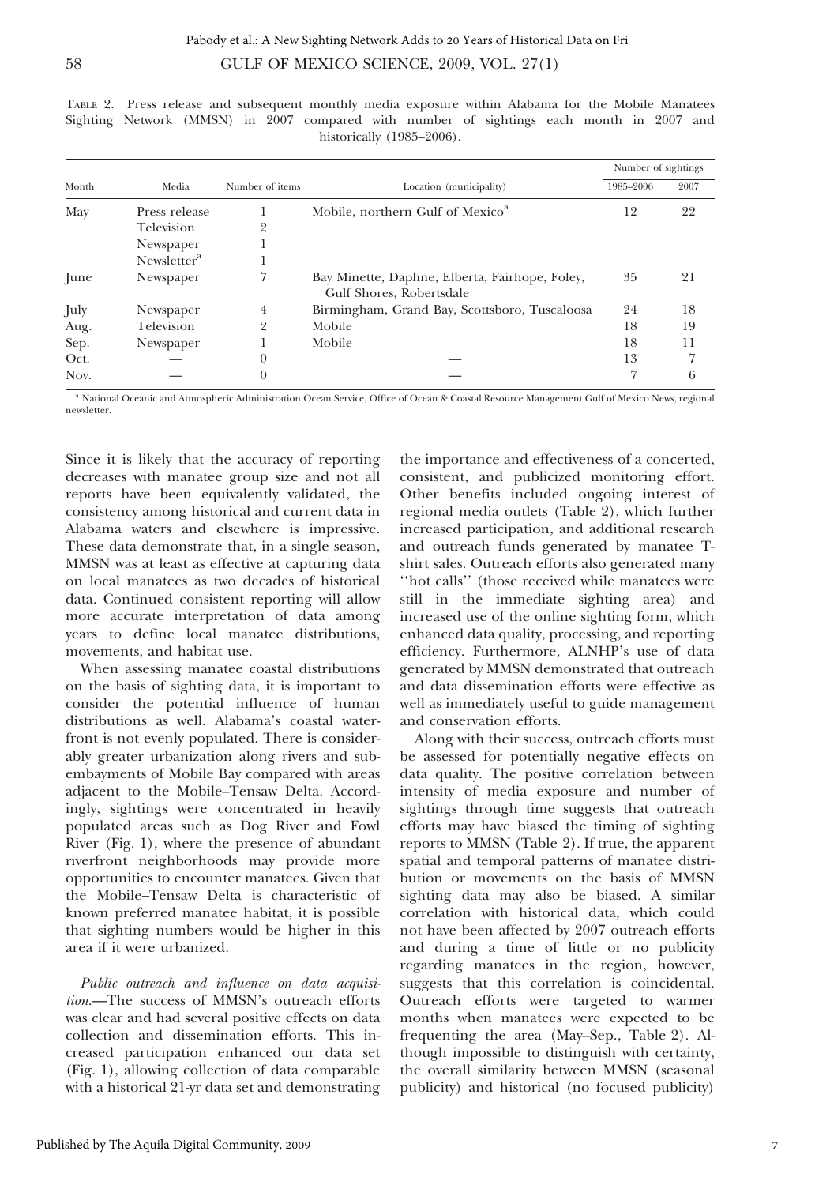TABLE 2. Press release and subsequent monthly media exposure within Alabama for the Mobile Manatees Sighting Network (MMSN) in 2007 compared with number of sightings each month in 2007 and historically (1985–2006).

| Month | Media | Number of items | Location (municipality) | Number of sightings | |
|---|---|---|---|---|---|
| | | | | 1985–2006 | 2007 |
| May | Press release | 1 | Mobile, northern Gulf of Mexico[a] | 12 | 22 |
| | Television | 2 | | | |
| | Newspaper | 1 | | | |
| | Newsletter[a] | 1 | | | |
| June | Newspaper | 7 | Bay Minette, Daphne, Elberta, Fairhope, Foley, Gulf Shores, Robertsdale | 35 | 21 |
| July | Newspaper | 4 | Birmingham, Grand Bay, Scottsboro, Tuscaloosa | 24 | 18 |
| Aug. | Television | 2 | Mobile | 18 | 19 |
| Sep. | Newspaper | 1 | Mobile | 18 | 11 |
| Oct. | — | 0 | — | 13 | 7 |
| Nov. | — | 0 | — | 7 | 6 |

[a] National Oceanic and Atmospheric Administration Ocean Service, Office of Ocean & Coastal Resource Management Gulf of Mexico News, regional newsletter.

Since it is likely that the accuracy of reporting decreases with manatee group size and not all reports have been equivalently validated, the consistency among historical and current data in Alabama waters and elsewhere is impressive. These data demonstrate that, in a single season, MMSN was at least as effective at capturing data on local manatees as two decades of historical data. Continued consistent reporting will allow more accurate interpretation of data among years to define local manatee distributions, movements, and habitat use.

When assessing manatee coastal distributions on the basis of sighting data, it is important to consider the potential influence of human distributions as well. Alabama's coastal waterfront is not evenly populated. There is considerably greater urbanization along rivers and subembayments of Mobile Bay compared with areas adjacent to the Mobile–Tensaw Delta. Accordingly, sightings were concentrated in heavily populated areas such as Dog River and Fowl River (Fig. 1), where the presence of abundant riverfront neighborhoods may provide more opportunities to encounter manatees. Given that the Mobile–Tensaw Delta is characteristic of known preferred manatee habitat, it is possible that sighting numbers would be higher in this area if it were urbanized.

*Public outreach and influence on data acquisition.*—The success of MMSN's outreach efforts was clear and had several positive effects on data collection and dissemination efforts. This increased participation enhanced our data set (Fig. 1), allowing collection of data comparable with a historical 21-yr data set and demonstrating the importance and effectiveness of a concerted, consistent, and publicized monitoring effort. Other benefits included ongoing interest of regional media outlets (Table 2), which further increased participation, and additional research and outreach funds generated by manatee T-shirt sales. Outreach efforts also generated many ''hot calls'' (those received while manatees were still in the immediate sighting area) and increased use of the online sighting form, which enhanced data quality, processing, and reporting efficiency. Furthermore, ALNHP's use of data generated by MMSN demonstrated that outreach and data dissemination efforts were effective as well as immediately useful to guide management and conservation efforts.

Along with their success, outreach efforts must be assessed for potentially negative effects on data quality. The positive correlation between intensity of media exposure and number of sightings through time suggests that outreach efforts may have biased the timing of sighting reports to MMSN (Table 2). If true, the apparent spatial and temporal patterns of manatee distribution or movements on the basis of MMSN sighting data may also be biased. A similar correlation with historical data, which could not have been affected by 2007 outreach efforts and during a time of little or no publicity regarding manatees in the region, however, suggests that this correlation is coincidental. Outreach efforts were targeted to warmer months when manatees were expected to be frequenting the area (May–Sep., Table 2). Although impossible to distinguish with certainty, the overall similarity between MMSN (seasonal publicity) and historical (no focused publicity)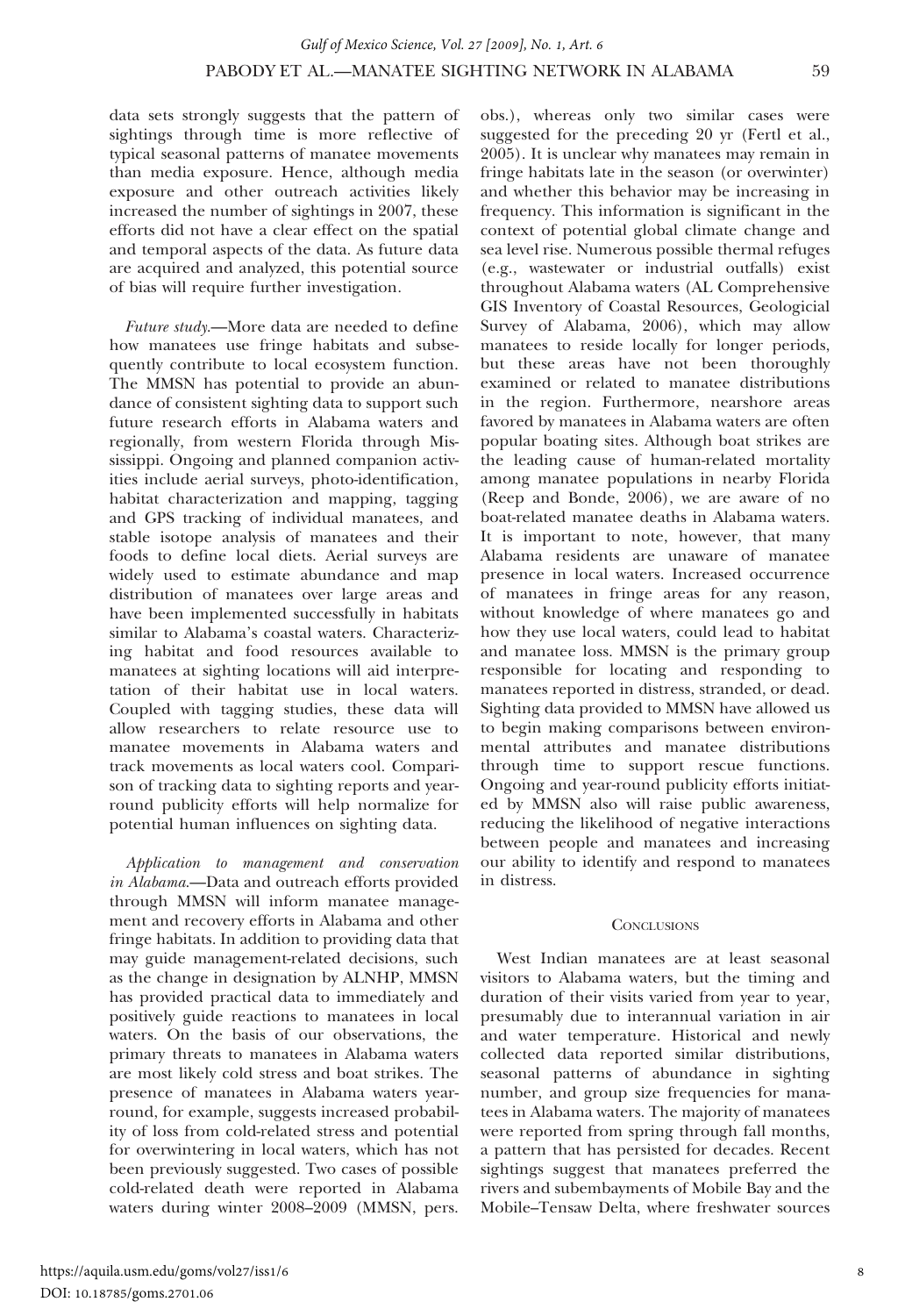data sets strongly suggests that the pattern of sightings through time is more reflective of typical seasonal patterns of manatee movements than media exposure. Hence, although media exposure and other outreach activities likely increased the number of sightings in 2007, these efforts did not have a clear effect on the spatial and temporal aspects of the data. As future data are acquired and analyzed, this potential source of bias will require further investigation.

*Future study.*—More data are needed to define how manatees use fringe habitats and subsequently contribute to local ecosystem function. The MMSN has potential to provide an abundance of consistent sighting data to support such future research efforts in Alabama waters and regionally, from western Florida through Mississippi. Ongoing and planned companion activities include aerial surveys, photo-identification, habitat characterization and mapping, tagging and GPS tracking of individual manatees, and stable isotope analysis of manatees and their foods to define local diets. Aerial surveys are widely used to estimate abundance and map distribution of manatees over large areas and have been implemented successfully in habitats similar to Alabama's coastal waters. Characterizing habitat and food resources available to manatees at sighting locations will aid interpretation of their habitat use in local waters. Coupled with tagging studies, these data will allow researchers to relate resource use to manatee movements in Alabama waters and track movements as local waters cool. Comparison of tracking data to sighting reports and year-round publicity efforts will help normalize for potential human influences on sighting data.

*Application to management and conservation in Alabama.*—Data and outreach efforts provided through MMSN will inform manatee management and recovery efforts in Alabama and other fringe habitats. In addition to providing data that may guide management-related decisions, such as the change in designation by ALNHP, MMSN has provided practical data to immediately and positively guide reactions to manatees in local waters. On the basis of our observations, the primary threats to manatees in Alabama waters are most likely cold stress and boat strikes. The presence of manatees in Alabama waters year-round, for example, suggests increased probability of loss from cold-related stress and potential for overwintering in local waters, which has not been previously suggested. Two cases of possible cold-related death were reported in Alabama waters during winter 2008–2009 (MMSN, pers. obs.), whereas only two similar cases were suggested for the preceding 20 yr (Fertl et al., 2005). It is unclear why manatees may remain in fringe habitats late in the season (or overwinter) and whether this behavior may be increasing in frequency. This information is significant in the context of potential global climate change and sea level rise. Numerous possible thermal refuges (e.g., wastewater or industrial outfalls) exist throughout Alabama waters (AL Comprehensive GIS Inventory of Coastal Resources, Geologicial Survey of Alabama, 2006), which may allow manatees to reside locally for longer periods, but these areas have not been thoroughly examined or related to manatee distributions in the region. Furthermore, nearshore areas favored by manatees in Alabama waters are often popular boating sites. Although boat strikes are the leading cause of human-related mortality among manatee populations in nearby Florida (Reep and Bonde, 2006), we are aware of no boat-related manatee deaths in Alabama waters. It is important to note, however, that many Alabama residents are unaware of manatee presence in local waters. Increased occurrence of manatees in fringe areas for any reason, without knowledge of where manatees go and how they use local waters, could lead to habitat and manatee loss. MMSN is the primary group responsible for locating and responding to manatees reported in distress, stranded, or dead. Sighting data provided to MMSN have allowed us to begin making comparisons between environmental attributes and manatee distributions through time to support rescue functions. Ongoing and year-round publicity efforts initiated by MMSN also will raise public awareness, reducing the likelihood of negative interactions between people and manatees and increasing our ability to identify and respond to manatees in distress.

## Conclusions

West Indian manatees are at least seasonal visitors to Alabama waters, but the timing and duration of their visits varied from year to year, presumably due to interannual variation in air and water temperature. Historical and newly collected data reported similar distributions, seasonal patterns of abundance in sighting number, and group size frequencies for manatees in Alabama waters. The majority of manatees were reported from spring through fall months, a pattern that has persisted for decades. Recent sightings suggest that manatees preferred the rivers and subembayments of Mobile Bay and the Mobile–Tensaw Delta, where freshwater sources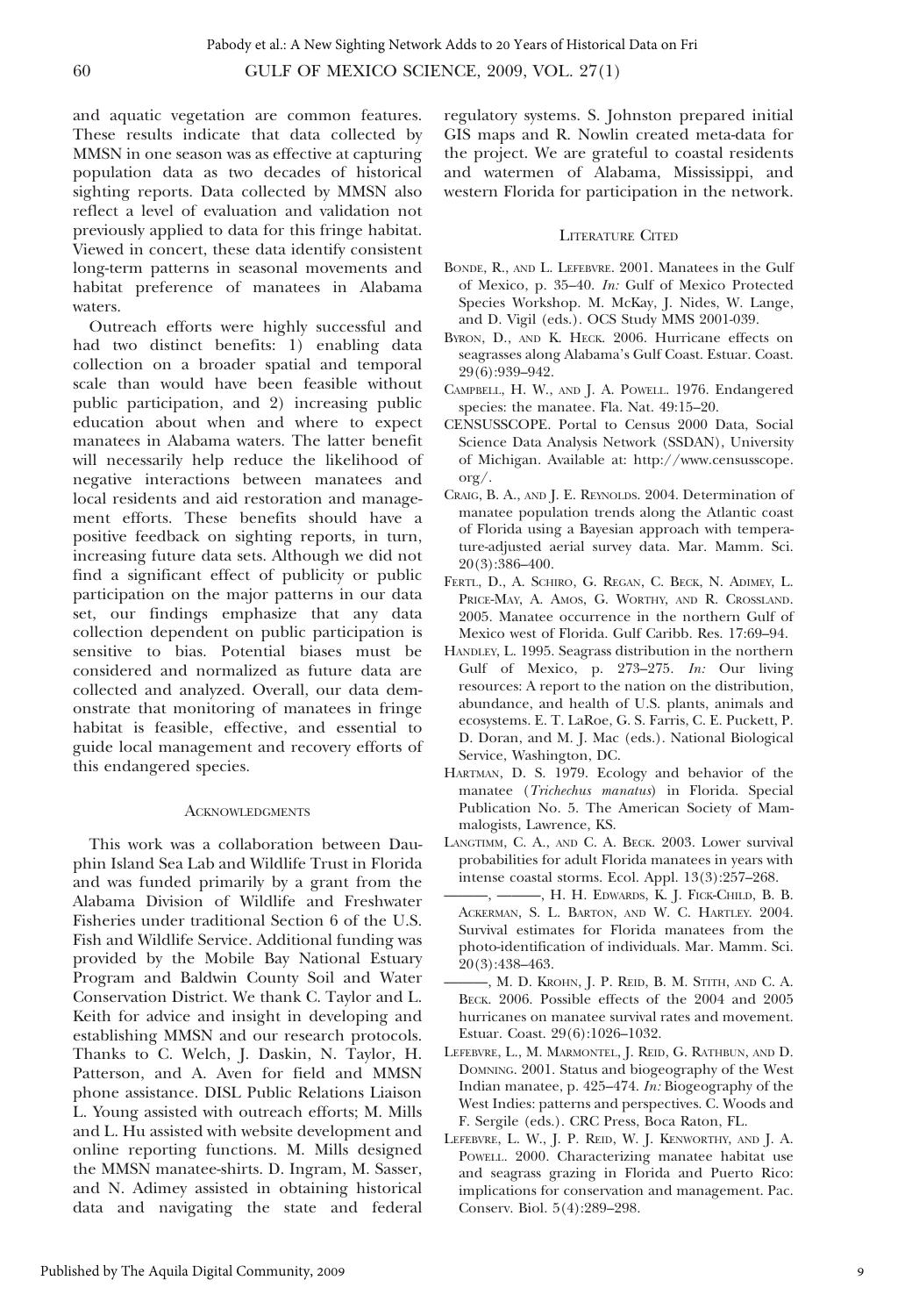and aquatic vegetation are common features. These results indicate that data collected by MMSN in one season was as effective at capturing population data as two decades of historical sighting reports. Data collected by MMSN also reflect a level of evaluation and validation not previously applied to data for this fringe habitat. Viewed in concert, these data identify consistent long-term patterns in seasonal movements and habitat preference of manatees in Alabama waters.

Outreach efforts were highly successful and had two distinct benefits: 1) enabling data collection on a broader spatial and temporal scale than would have been feasible without public participation, and 2) increasing public education about when and where to expect manatees in Alabama waters. The latter benefit will necessarily help reduce the likelihood of negative interactions between manatees and local residents and aid restoration and management efforts. These benefits should have a positive feedback on sighting reports, in turn, increasing future data sets. Although we did not find a significant effect of publicity or public participation on the major patterns in our data set, our findings emphasize that any data collection dependent on public participation is sensitive to bias. Potential biases must be considered and normalized as future data are collected and analyzed. Overall, our data demonstrate that monitoring of manatees in fringe habitat is feasible, effective, and essential to guide local management and recovery efforts of this endangered species.

## Acknowledgments

This work was a collaboration between Dauphin Island Sea Lab and Wildlife Trust in Florida and was funded primarily by a grant from the Alabama Division of Wildlife and Freshwater Fisheries under traditional Section 6 of the U.S. Fish and Wildlife Service. Additional funding was provided by the Mobile Bay National Estuary Program and Baldwin County Soil and Water Conservation District. We thank C. Taylor and L. Keith for advice and insight in developing and establishing MMSN and our research protocols. Thanks to C. Welch, J. Daskin, N. Taylor, H. Patterson, and A. Aven for field and MMSN phone assistance. DISL Public Relations Liaison L. Young assisted with outreach efforts; M. Mills and L. Hu assisted with website development and online reporting functions. M. Mills designed the MMSN manatee-shirts. D. Ingram, M. Sasser, and N. Adimey assisted in obtaining historical data and navigating the state and federal regulatory systems. S. Johnston prepared initial GIS maps and R. Nowlin created meta-data for the project. We are grateful to coastal residents and watermen of Alabama, Mississippi, and western Florida for participation in the network.

## Literature Cited

Bonde, R., and L. Lefebvre. 2001. Manatees in the Gulf of Mexico, p. 35–40. *In:* Gulf of Mexico Protected Species Workshop. M. McKay, J. Nides, W. Lange, and D. Vigil (eds.). OCS Study MMS 2001-039.

Byron, D., and K. Heck. 2006. Hurricane effects on seagrasses along Alabama's Gulf Coast. Estuar. Coast. 29(6):939–942.

Campbell, H. W., and J. A. Powell. 1976. Endangered species: the manatee. Fla. Nat. 49:15–20.

CENSUSSCOPE. Portal to Census 2000 Data, Social Science Data Analysis Network (SSDAN), University of Michigan. Available at: http://www.censusscope.org/.

Craig, B. A., and J. E. Reynolds. 2004. Determination of manatee population trends along the Atlantic coast of Florida using a Bayesian approach with temperature-adjusted aerial survey data. Mar. Mamm. Sci. 20(3):386–400.

Fertl, D., A. Schiro, G. Regan, C. Beck, N. Adimey, L. Price-May, A. Amos, G. Worthy, and R. Crossland. 2005. Manatee occurrence in the northern Gulf of Mexico west of Florida. Gulf Caribb. Res. 17:69–94.

Handley, L. 1995. Seagrass distribution in the northern Gulf of Mexico, p. 273–275. *In:* Our living resources: A report to the nation on the distribution, abundance, and health of U.S. plants, animals and ecosystems. E. T. LaRoe, G. S. Farris, C. E. Puckett, P. D. Doran, and M. J. Mac (eds.). National Biological Service, Washington, DC.

Hartman, D. S. 1979. Ecology and behavior of the manatee (*Trichechus manatus*) in Florida. Special Publication No. 5. The American Society of Mammalogists, Lawrence, KS.

Langtimm, C. A., and C. A. Beck. 2003. Lower survival probabilities for adult Florida manatees in years with intense coastal storms. Ecol. Appl. 13(3):257–268.

———, ———, H. H. Edwards, K. J. Fick-Child, B. B. Ackerman, S. L. Barton, and W. C. Hartley. 2004. Survival estimates for Florida manatees from the photo-identification of individuals. Mar. Mamm. Sci. 20(3):438–463.

———, M. D. Krohn, J. P. Reid, B. M. Stith, and C. A. Beck. 2006. Possible effects of the 2004 and 2005 hurricanes on manatee survival rates and movement. Estuar. Coast. 29(6):1026–1032.

Lefebvre, L., M. Marmontel, J. Reid, G. Rathbun, and D. Domning. 2001. Status and biogeography of the West Indian manatee, p. 425–474. *In:* Biogeography of the West Indies: patterns and perspectives. C. Woods and F. Sergile (eds.). CRC Press, Boca Raton, FL.

Lefebvre, L. W., J. P. Reid, W. J. Kenworthy, and J. A. Powell. 2000. Characterizing manatee habitat use and seagrass grazing in Florida and Puerto Rico: implications for conservation and management. Pac. Conserv. Biol. 5(4):289–298.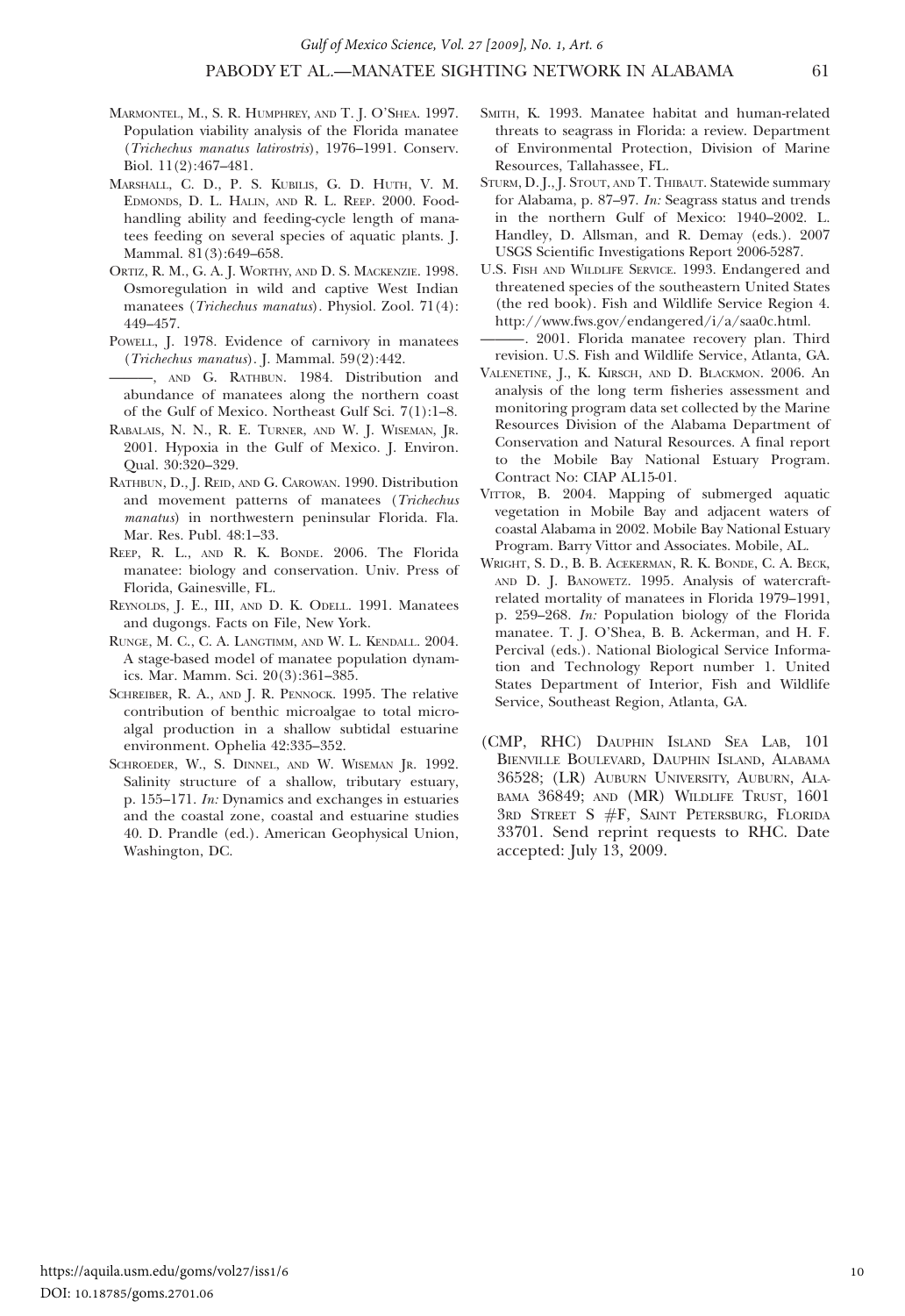MARMONTEL, M., S. R. HUMPHREY, AND T. J. O'SHEA. 1997. Population viability analysis of the Florida manatee (*Trichechus manatus latirostris*), 1976–1991. Conserv. Biol. 11(2):467–481.

MARSHALL, C. D., P. S. KUBILIS, G. D. HUTH, V. M. EDMONDS, D. L. HALIN, AND R. L. REEP. 2000. Food-handling ability and feeding-cycle length of manatees feeding on several species of aquatic plants. J. Mammal. 81(3):649–658.

ORTIZ, R. M., G. A. J. WORTHY, AND D. S. MACKENZIE. 1998. Osmoregulation in wild and captive West Indian manatees (*Trichechus manatus*). Physiol. Zool. 71(4): 449–457.

POWELL, J. 1978. Evidence of carnivory in manatees (*Trichechus manatus*). J. Mammal. 59(2):442.

———, AND G. RATHBUN. 1984. Distribution and abundance of manatees along the northern coast of the Gulf of Mexico. Northeast Gulf Sci. 7(1):1–8.

RABALAIS, N. N., R. E. TURNER, AND W. J. WISEMAN, JR. 2001. Hypoxia in the Gulf of Mexico. J. Environ. Qual. 30:320–329.

RATHBUN, D., J. REID, AND G. CAROWAN. 1990. Distribution and movement patterns of manatees (*Trichechus manatus*) in northwestern peninsular Florida. Fla. Mar. Res. Publ. 48:1–33.

REEP, R. L., AND R. K. BONDE. 2006. The Florida manatee: biology and conservation. Univ. Press of Florida, Gainesville, FL.

REYNOLDS, J. E., III, AND D. K. ODELL. 1991. Manatees and dugongs. Facts on File, New York.

RUNGE, M. C., C. A. LANGTIMM, AND W. L. KENDALL. 2004. A stage-based model of manatee population dynamics. Mar. Mamm. Sci. 20(3):361–385.

SCHREIBER, R. A., AND J. R. PENNOCK. 1995. The relative contribution of benthic microalgae to total microalgal production in a shallow subtidal estuarine environment. Ophelia 42:335–352.

SCHROEDER, W., S. DINNEL, AND W. WISEMAN JR. 1992. Salinity structure of a shallow, tributary estuary, p. 155–171. *In:* Dynamics and exchanges in estuaries and the coastal zone, coastal and estuarine studies 40. D. Prandle (ed.). American Geophysical Union, Washington, DC.

SMITH, K. 1993. Manatee habitat and human-related threats to seagrass in Florida: a review. Department of Environmental Protection, Division of Marine Resources, Tallahassee, FL.

STURM, D. J., J. STOUT, AND T. THIBAUT. Statewide summary for Alabama, p. 87–97. *In:* Seagrass status and trends in the northern Gulf of Mexico: 1940–2002. L. Handley, D. Allsman, and R. Demay (eds.). 2007 USGS Scientific Investigations Report 2006-5287.

U.S. FISH AND WILDLIFE SERVICE. 1993. Endangered and threatened species of the southeastern United States (the red book). Fish and Wildlife Service Region 4. http://www.fws.gov/endangered/i/a/saa0c.html.

———. 2001. Florida manatee recovery plan. Third revision. U.S. Fish and Wildlife Service, Atlanta, GA.

VALENETINE, J., K. KIRSCH, AND D. BLACKMON. 2006. An analysis of the long term fisheries assessment and monitoring program data set collected by the Marine Resources Division of the Alabama Department of Conservation and Natural Resources. A final report to the Mobile Bay National Estuary Program. Contract No: CIAP AL15-01.

VITTOR, B. 2004. Mapping of submerged aquatic vegetation in Mobile Bay and adjacent waters of coastal Alabama in 2002. Mobile Bay National Estuary Program. Barry Vittor and Associates. Mobile, AL.

WRIGHT, S. D., B. B. ACEKERMAN, R. K. BONDE, C. A. BECK, AND D. J. BANOWETZ. 1995. Analysis of watercraft-related mortality of manatees in Florida 1979–1991, p. 259–268. *In:* Population biology of the Florida manatee. T. J. O'Shea, B. B. Ackerman, and H. F. Percival (eds.). National Biological Service Information and Technology Report number 1. United States Department of Interior, Fish and Wildlife Service, Southeast Region, Atlanta, GA.

(CMP, RHC) DAUPHIN ISLAND SEA LAB, 101 BIENVILLE BOULEVARD, DAUPHIN ISLAND, ALABAMA 36528; (LR) AUBURN UNIVERSITY, AUBURN, ALABAMA 36849; AND (MR) WILDLIFE TRUST, 1601 3RD STREET S #F, SAINT PETERSBURG, FLORIDA 33701. Send reprint requests to RHC. Date accepted: July 13, 2009.